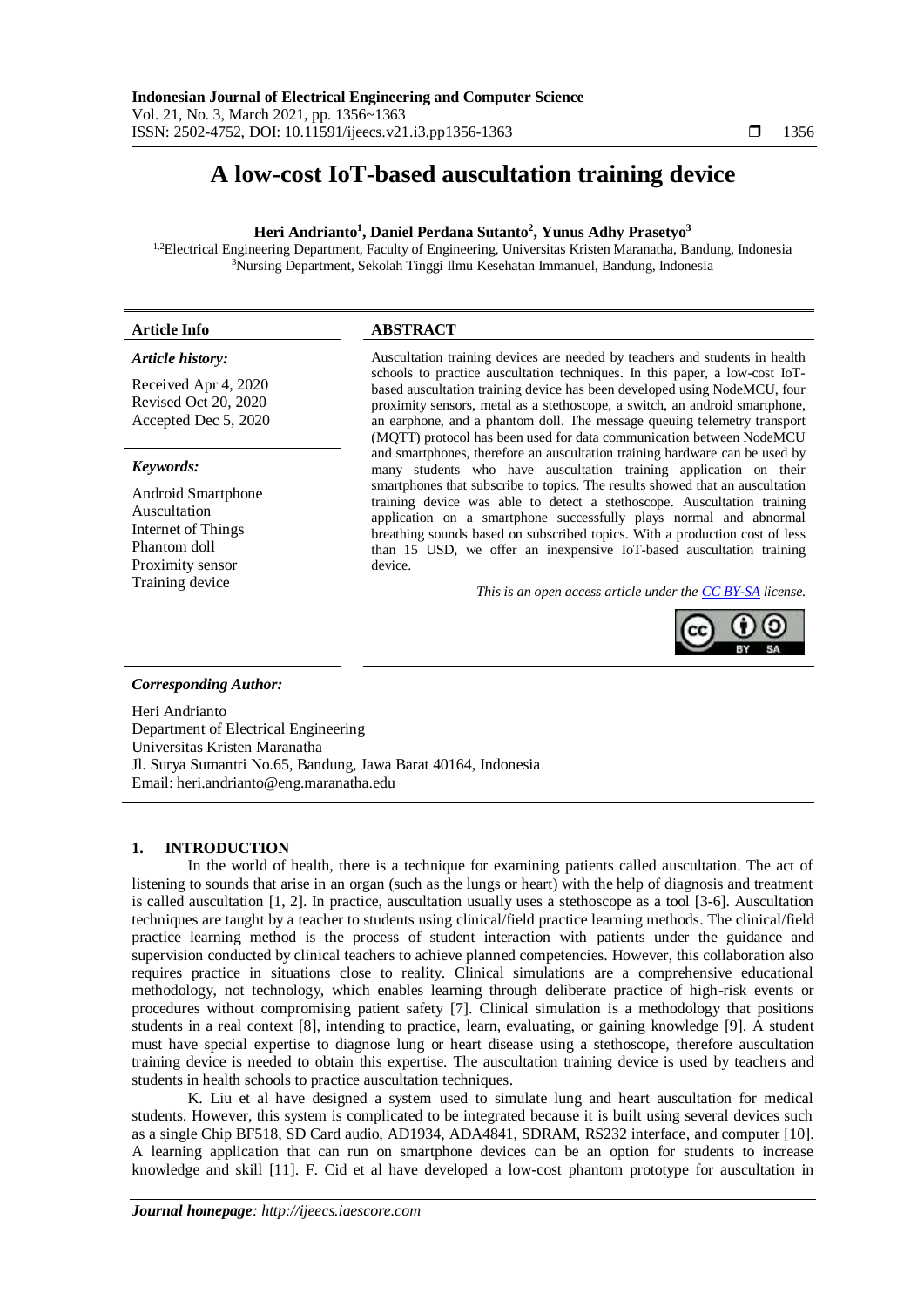# A low-cost IoT-based auscultation training device

**Heri Andrianto[1], Daniel Perdana Sutanto[2], Yunus Adhy Prasetyo[3]**

[1,2]Electrical Engineering Department, Faculty of Engineering, Universitas Kristen Maranatha, Bandung, Indonesia
[3]Nursing Department, Sekolah Tinggi Ilmu Kesehatan Immanuel, Bandung, Indonesia

**Article Info**

*Article history:*

Received Apr 4, 2020
Revised Oct 20, 2020
Accepted Dec 5, 2020

*Keywords:*

Android Smartphone
Auscultation
Internet of Things
Phantom doll
Proximity sensor
Training device

**ABSTRACT**

Auscultation training devices are needed by teachers and students in health schools to practice auscultation techniques. In this paper, a low-cost IoT-based auscultation training device has been developed using NodeMCU, four proximity sensors, metal as a stethoscope, a switch, an android smartphone, an earphone, and a phantom doll. The message queuing telemetry transport (MQTT) protocol has been used for data communication between NodeMCU and smartphones, therefore an auscultation training hardware can be used by many students who have auscultation training application on their smartphones that subscribe to topics. The results showed that an auscultation training device was able to detect a stethoscope. Auscultation training application on a smartphone successfully plays normal and abnormal breathing sounds based on subscribed topics. With a production cost of less than 15 USD, we offer an inexpensive IoT-based auscultation training device.

*This is an open access article under the CC BY-SA license.*

***Corresponding Author:***

Heri Andrianto
Department of Electrical Engineering
Universitas Kristen Maranatha
Jl. Surya Sumantri No.65, Bandung, Jawa Barat 40164, Indonesia
Email: heri.andrianto@eng.maranatha.edu

## 1. INTRODUCTION

In the world of health, there is a technique for examining patients called auscultation. The act of listening to sounds that arise in an organ (such as the lungs or heart) with the help of diagnosis and treatment is called auscultation [1, 2]. In practice, auscultation usually uses a stethoscope as a tool [3-6]. Auscultation techniques are taught by a teacher to students using clinical/field practice learning methods. The clinical/field practice learning method is the process of student interaction with patients under the guidance and supervision conducted by clinical teachers to achieve planned competencies. However, this collaboration also requires practice in situations close to reality. Clinical simulations are a comprehensive educational methodology, not technology, which enables learning through deliberate practice of high-risk events or procedures without compromising patient safety [7]. Clinical simulation is a methodology that positions students in a real context [8], intending to practice, learn, evaluating, or gaining knowledge [9]. A student must have special expertise to diagnose lung or heart disease using a stethoscope, therefore auscultation training device is needed to obtain this expertise. The auscultation training device is used by teachers and students in health schools to practice auscultation techniques.

K. Liu et al have designed a system used to simulate lung and heart auscultation for medical students. However, this system is complicated to be integrated because it is built using several devices such as a single Chip BF518, SD Card audio, AD1934, ADA4841, SDRAM, RS232 interface, and computer [10]. A learning application that can run on smartphone devices can be an option for students to increase knowledge and skill [11]. F. Cid et al have developed a low-cost phantom prototype for auscultation in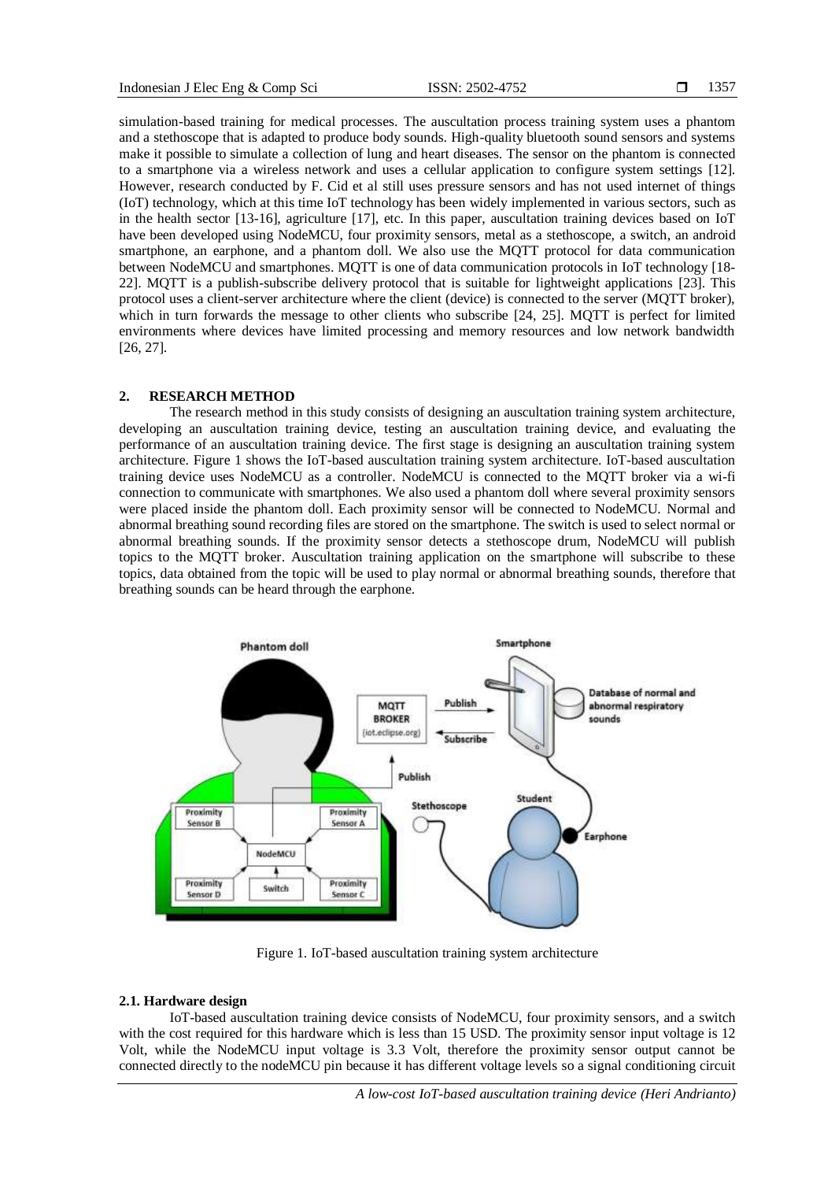simulation-based training for medical processes. The auscultation process training system uses a phantom and a stethoscope that is adapted to produce body sounds. High-quality bluetooth sound sensors and systems make it possible to simulate a collection of lung and heart diseases. The sensor on the phantom is connected to a smartphone via a wireless network and uses a cellular application to configure system settings [12]. However, research conducted by F. Cid et al still uses pressure sensors and has not used internet of things (IoT) technology, which at this time IoT technology has been widely implemented in various sectors, such as in the health sector [13-16], agriculture [17], etc. In this paper, auscultation training devices based on IoT have been developed using NodeMCU, four proximity sensors, metal as a stethoscope, a switch, an android smartphone, an earphone, and a phantom doll. We also use the MQTT protocol for data communication between NodeMCU and smartphones. MQTT is one of data communication protocols in IoT technology [18-22]. MQTT is a publish-subscribe delivery protocol that is suitable for lightweight applications [23]. This protocol uses a client-server architecture where the client (device) is connected to the server (MQTT broker), which in turn forwards the message to other clients who subscribe [24, 25]. MQTT is perfect for limited environments where devices have limited processing and memory resources and low network bandwidth [26, 27].

## 2. RESEARCH METHOD

The research method in this study consists of designing an auscultation training system architecture, developing an auscultation training device, testing an auscultation training device, and evaluating the performance of an auscultation training device. The first stage is designing an auscultation training system architecture. Figure 1 shows the IoT-based auscultation training system architecture. IoT-based auscultation training device uses NodeMCU as a controller. NodeMCU is connected to the MQTT broker via a wi-fi connection to communicate with smartphones. We also used a phantom doll where several proximity sensors were placed inside the phantom doll. Each proximity sensor will be connected to NodeMCU. Normal and abnormal breathing sound recording files are stored on the smartphone. The switch is used to select normal or abnormal breathing sounds. If the proximity sensor detects a stethoscope drum, NodeMCU will publish topics to the MQTT broker. Auscultation training application on the smartphone will subscribe to these topics, data obtained from the topic will be used to play normal or abnormal breathing sounds, therefore that breathing sounds can be heard through the earphone.

Phantom doll
Smartphone
MQTT BROKER (iot.eclipse.org)
Publish
Subscribe
Database of normal and abnormal respiratory sounds
Publish
Stethoscope
Student
Earphone
Proximity Sensor B
Proximity Sensor A
NodeMCU
Proximity Sensor D
Switch
Proximity Sensor C

Figure 1. IoT-based auscultation training system architecture

### 2.1. Hardware design

IoT-based auscultation training device consists of NodeMCU, four proximity sensors, and a switch with the cost required for this hardware which is less than 15 USD. The proximity sensor input voltage is 12 Volt, while the NodeMCU input voltage is 3.3 Volt, therefore the proximity sensor output cannot be connected directly to the nodeMCU pin because it has different voltage levels so a signal conditioning circuit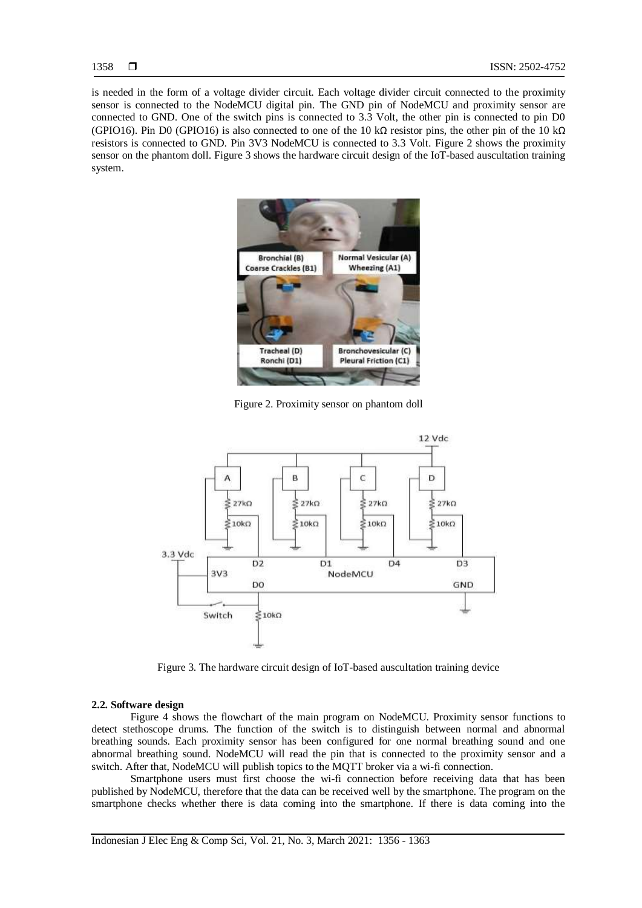is needed in the form of a voltage divider circuit. Each voltage divider circuit connected to the proximity sensor is connected to the NodeMCU digital pin. The GND pin of NodeMCU and proximity sensor are connected to GND. One of the switch pins is connected to 3.3 Volt, the other pin is connected to pin D0 (GPIO16). Pin D0 (GPIO16) is also connected to one of the 10 kΩ resistor pins, the other pin of the 10 kΩ resistors is connected to GND. Pin 3V3 NodeMCU is connected to 3.3 Volt. Figure 2 shows the proximity sensor on the phantom doll. Figure 3 shows the hardware circuit design of the IoT-based auscultation training system.

Bronchial (B)
Coarse Crackles (B1)
Normal Vesicular (A)
Wheezing (A1)
Tracheal (D)
Ronchi (D1)
Bronchovesicular (C)
Pleural Friction (C1)

Figure 2. Proximity sensor on phantom doll

12 Vdc
A
B
C
D
27kΩ
10kΩ
3.3 Vdc
3V3
D2
D1
D4
D3
NodeMCU
D0
GND
Switch
10kΩ

Figure 3. The hardware circuit design of IoT-based auscultation training device

### 2.2. Software design

Figure 4 shows the flowchart of the main program on NodeMCU. Proximity sensor functions to detect stethoscope drums. The function of the switch is to distinguish between normal and abnormal breathing sounds. Each proximity sensor has been configured for one normal breathing sound and one abnormal breathing sound. NodeMCU will read the pin that is connected to the proximity sensor and a switch. After that, NodeMCU will publish topics to the MQTT broker via a wi-fi connection.

Smartphone users must first choose the wi-fi connection before receiving data that has been published by NodeMCU, therefore that the data can be received well by the smartphone. The program on the smartphone checks whether there is data coming into the smartphone. If there is data coming into the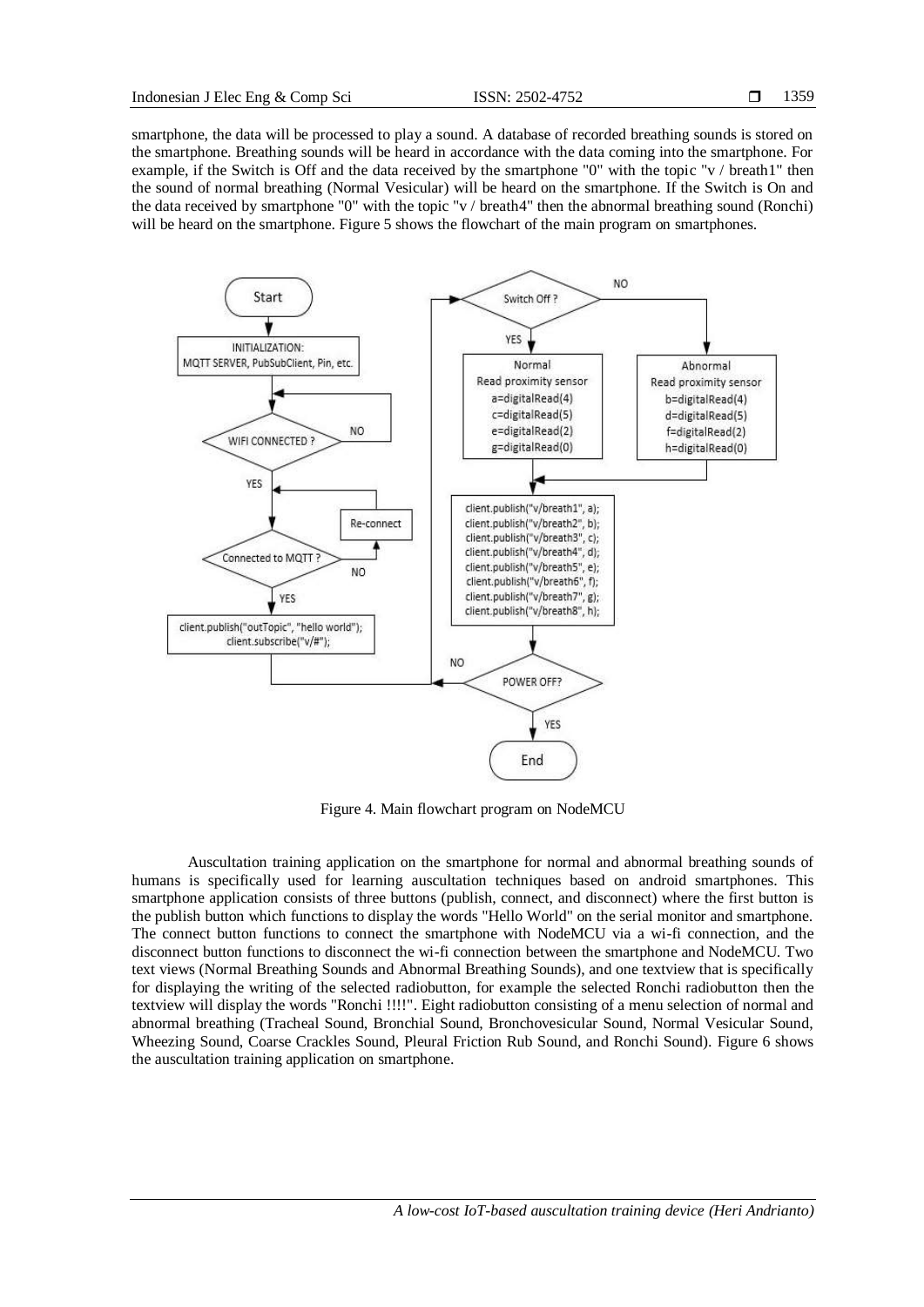smartphone, the data will be processed to play a sound. A database of recorded breathing sounds is stored on the smartphone. Breathing sounds will be heard in accordance with the data coming into the smartphone. For example, if the Switch is Off and the data received by the smartphone "0" with the topic "v / breath1" then the sound of normal breathing (Normal Vesicular) will be heard on the smartphone. If the Switch is On and the data received by smartphone "0" with the topic "v / breath4" then the abnormal breathing sound (Ronchi) will be heard on the smartphone. Figure 5 shows the flowchart of the main program on smartphones.

Start

INITIALIZATION:
MQTT SERVER, PubSubClient, Pin, etc.

WIFI CONNECTED ?

NO

YES

Re-connect

Connected to MQTT ?

NO

YES

client.publish("outTopic", "hello world");
client.subscribe("v/#");

Switch Off ?

NO

YES

Normal
Read proximity sensor
a=digitalRead(4)
c=digitalRead(5)
e=digitalRead(2)
g=digitalRead(0)

Abnormal
Read proximity sensor
b=digitalRead(4)
d=digitalRead(5)
f=digitalRead(2)
h=digitalRead(0)

client.publish("v/breath1", a);
client.publish("v/breath2", b);
client.publish("v/breath3", c);
client.publish("v/breath4", d);
client.publish("v/breath5", e);
client.publish("v/breath6", f);
client.publish("v/breath7", g);
client.publish("v/breath8", h);

NO

POWER OFF?

YES

End

Figure 4. Main flowchart program on NodeMCU

Auscultation training application on the smartphone for normal and abnormal breathing sounds of humans is specifically used for learning auscultation techniques based on android smartphones. This smartphone application consists of three buttons (publish, connect, and disconnect) where the first button is the publish button which functions to display the words "Hello World" on the serial monitor and smartphone. The connect button functions to connect the smartphone with NodeMCU via a wi-fi connection, and the disconnect button functions to disconnect the wi-fi connection between the smartphone and NodeMCU. Two text views (Normal Breathing Sounds and Abnormal Breathing Sounds), and one textview that is specifically for displaying the writing of the selected radiobutton, for example the selected Ronchi radiobutton then the textview will display the words "Ronchi !!!!". Eight radiobutton consisting of a menu selection of normal and abnormal breathing (Tracheal Sound, Bronchial Sound, Bronchovesicular Sound, Normal Vesicular Sound, Wheezing Sound, Coarse Crackles Sound, Pleural Friction Rub Sound, and Ronchi Sound). Figure 6 shows the auscultation training application on smartphone.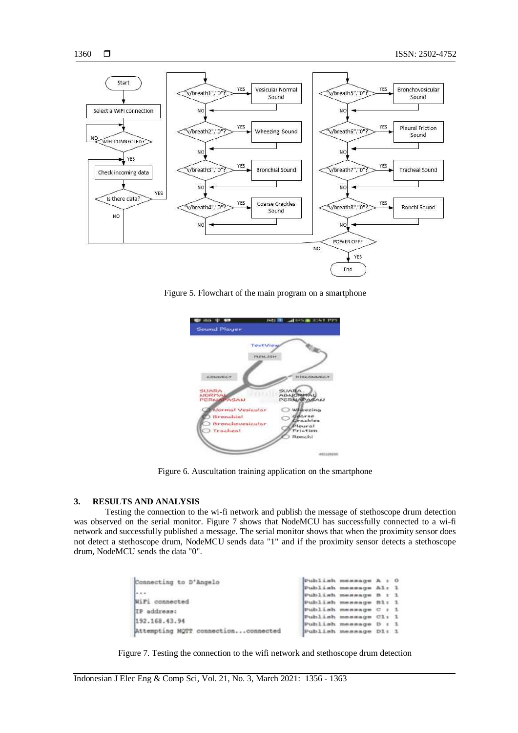Figure 5. Flowchart of the main program on a smartphone

Figure 6. Auscultation training application on the smartphone

## 3. RESULTS AND ANALYSIS

Testing the connection to the wi-fi network and publish the message of stethoscope drum detection was observed on the serial monitor. Figure 7 shows that NodeMCU has successfully connected to a wi-fi network and successfully published a message. The serial monitor shows that when the proximity sensor does not detect a stethoscope drum, NodeMCU sends data "1" and if the proximity sensor detects a stethoscope drum, NodeMCU sends the data "0".

Figure 7. Testing the connection to the wifi network and stethoscope drum detection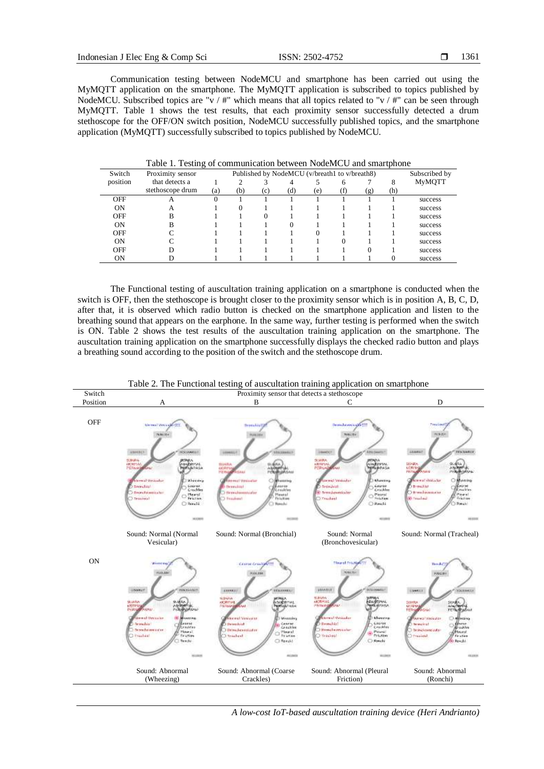Communication testing between NodeMCU and smartphone has been carried out using the MyMQTT application on the smartphone. The MyMQTT application is subscribed to topics published by NodeMCU. Subscribed topics are "v / #" which means that all topics related to "v / #" can be seen through MyMQTT. Table 1 shows the test results, that each proximity sensor successfully detected a drum stethoscope for the OFF/ON switch position, NodeMCU successfully published topics, and the smartphone application (MyMQTT) successfully subscribed to topics published by NodeMCU.

Table 1. Testing of communication between NodeMCU and smartphone

| Switch position | Proximity sensor that detects a stethoscope drum | Published by NodeMCU (v/breath1 to v/breath8) | | | | | | | | Subscribed by MyMQTT |
|---|---|---|---|---|---|---|---|---|---|---|
| | | 1 (a) | 2 (b) | 3 (c) | 4 (d) | 5 (e) | 6 (f) | 7 (g) | 8 (h) | |
| OFF | A | 0 | 1 | 1 | 1 | 1 | 1 | 1 | 1 | success |
| ON | A | 1 | 0 | 1 | 1 | 1 | 1 | 1 | 1 | success |
| OFF | B | 1 | 1 | 0 | 1 | 1 | 1 | 1 | 1 | success |
| ON | B | 1 | 1 | 1 | 0 | 1 | 1 | 1 | 1 | success |
| OFF | C | 1 | 1 | 1 | 1 | 0 | 1 | 1 | 1 | success |
| ON | C | 1 | 1 | 1 | 1 | 1 | 0 | 1 | 1 | success |
| OFF | D | 1 | 1 | 1 | 1 | 1 | 1 | 0 | 1 | success |
| ON | D | 1 | 1 | 1 | 1 | 1 | 1 | 1 | 0 | success |

The Functional testing of auscultation training application on a smartphone is conducted when the switch is OFF, then the stethoscope is brought closer to the proximity sensor which is in position A, B, C, D, after that, it is observed which radio button is checked on the smartphone application and listen to the breathing sound that appears on the earphone. In the same way, further testing is performed when the switch is ON. Table 2 shows the test results of the auscultation training application on the smartphone. The auscultation training application on the smartphone successfully displays the checked radio button and plays a breathing sound according to the position of the switch and the stethoscope drum.

Table 2. The Functional testing of auscultation training application on smartphone

| Switch Position | Proximity sensor that detects a stethoscope A | B | C | D |
|---|---|---|---|---|
| OFF | Sound: Normal (Normal Vesicular) | Sound: Normal (Bronchial) | Sound: Normal (Bronchovesicular) | Sound: Normal (Tracheal) |
| ON | Sound: Abnormal (Wheezing) | Sound: Abnormal (Coarse Crackles) | Sound: Abnormal (Pleural Friction) | Sound: Abnormal (Ronchi) |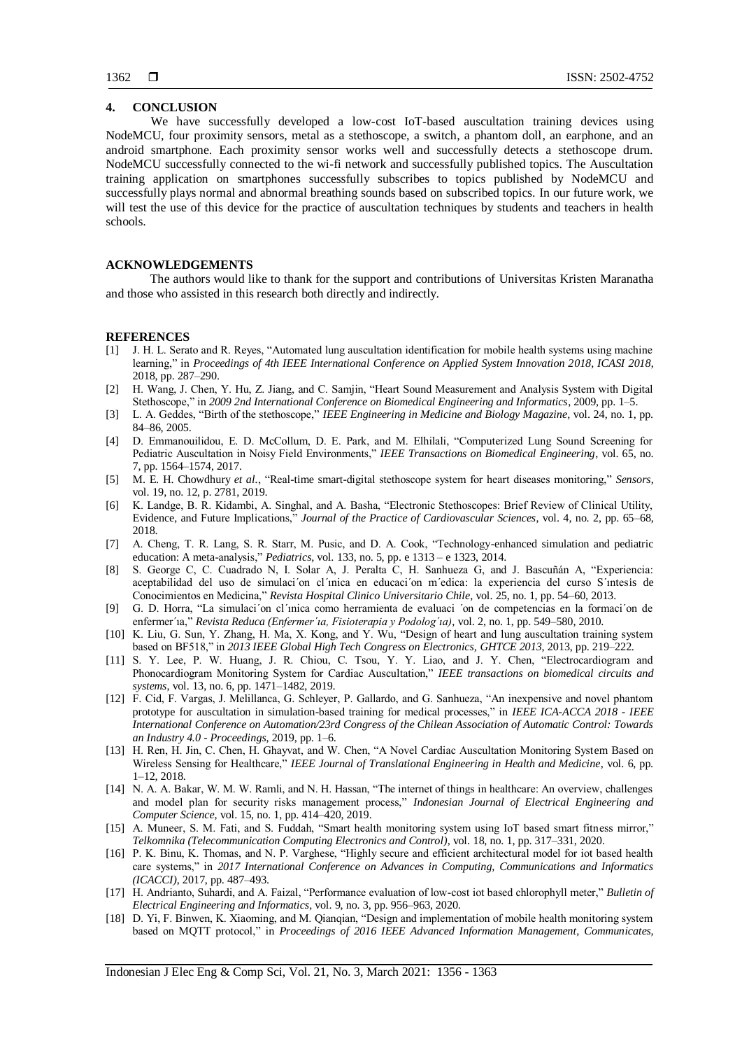## 4. CONCLUSION

We have successfully developed a low-cost IoT-based auscultation training devices using NodeMCU, four proximity sensors, metal as a stethoscope, a switch, a phantom doll, an earphone, and an android smartphone. Each proximity sensor works well and successfully detects a stethoscope drum. NodeMCU successfully connected to the wi-fi network and successfully published topics. The Auscultation training application on smartphones successfully subscribes to topics published by NodeMCU and successfully plays normal and abnormal breathing sounds based on subscribed topics. In our future work, we will test the use of this device for the practice of auscultation techniques by students and teachers in health schools.

## ACKNOWLEDGEMENTS

The authors would like to thank for the support and contributions of Universitas Kristen Maranatha and those who assisted in this research both directly and indirectly.

## REFERENCES

[1] J. H. L. Serato and R. Reyes, "Automated lung auscultation identification for mobile health systems using machine learning," in *Proceedings of 4th IEEE International Conference on Applied System Innovation 2018, ICASI 2018*, 2018, pp. 287–290.

[2] H. Wang, J. Chen, Y. Hu, Z. Jiang, and C. Samjin, "Heart Sound Measurement and Analysis System with Digital Stethoscope," in *2009 2nd International Conference on Biomedical Engineering and Informatics*, 2009, pp. 1–5.

[3] L. A. Geddes, "Birth of the stethoscope," *IEEE Engineering in Medicine and Biology Magazine*, vol. 24, no. 1, pp. 84–86, 2005.

[4] D. Emmanouilidou, E. D. McCollum, D. E. Park, and M. Elhilali, "Computerized Lung Sound Screening for Pediatric Auscultation in Noisy Field Environments," *IEEE Transactions on Biomedical Engineering*, vol. 65, no. 7, pp. 1564–1574, 2017.

[5] M. E. H. Chowdhury *et al.*, "Real-time smart-digital stethoscope system for heart diseases monitoring," *Sensors*, vol. 19, no. 12, p. 2781, 2019.

[6] K. Landge, B. R. Kidambi, A. Singhal, and A. Basha, "Electronic Stethoscopes: Brief Review of Clinical Utility, Evidence, and Future Implications," *Journal of the Practice of Cardiovascular Sciences*, vol. 4, no. 2, pp. 65–68, 2018.

[7] A. Cheng, T. R. Lang, S. R. Starr, M. Pusic, and D. A. Cook, "Technology-enhanced simulation and pediatric education: A meta-analysis," *Pediatrics*, vol. 133, no. 5, pp. e 1313 – e 1323, 2014.

[8] S. George C, C. Cuadrado N, I. Solar A, J. Peralta C, H. Sanhueza G, and J. Bascuñán A, "Experiencia: aceptabilidad del uso de simulaci´on cl´ınica en educaci´on m´edica: la experiencia del curso S´ıntesis de Conocimientos en Medicina," *Revista Hospital Clinico Universitario Chile*, vol. 25, no. 1, pp. 54–60, 2013.

[9] G. D. Horra, "La simulaci´on cl´ınica como herramienta de evaluaci ´on de competencias en la formaci´on de enfermer´ıa," *Revista Reduca (Enfermer´ıa, Fisioterapia y Podolog´ıa)*, vol. 2, no. 1, pp. 549–580, 2010.

[10] K. Liu, G. Sun, Y. Zhang, H. Ma, X. Kong, and Y. Wu, "Design of heart and lung auscultation training system based on BF518," in *2013 IEEE Global High Tech Congress on Electronics, GHTCE 2013*, 2013, pp. 219–222.

[11] S. Y. Lee, P. W. Huang, J. R. Chiou, C. Tsou, Y. Y. Liao, and J. Y. Chen, "Electrocardiogram and Phonocardiogram Monitoring System for Cardiac Auscultation," *IEEE transactions on biomedical circuits and systems*, vol. 13, no. 6, pp. 1471–1482, 2019.

[12] F. Cid, F. Vargas, J. Melillanca, G. Schleyer, P. Gallardo, and G. Sanhueza, "An inexpensive and novel phantom prototype for auscultation in simulation-based training for medical processes," in *IEEE ICA-ACCA 2018 - IEEE International Conference on Automation/23rd Congress of the Chilean Association of Automatic Control: Towards an Industry 4.0 - Proceedings*, 2019, pp. 1–6.

[13] H. Ren, H. Jin, C. Chen, H. Ghayvat, and W. Chen, "A Novel Cardiac Auscultation Monitoring System Based on Wireless Sensing for Healthcare," *IEEE Journal of Translational Engineering in Health and Medicine*, vol. 6, pp. 1–12, 2018.

[14] N. A. A. Bakar, W. M. W. Ramli, and N. H. Hassan, "The internet of things in healthcare: An overview, challenges and model plan for security risks management process," *Indonesian Journal of Electrical Engineering and Computer Science*, vol. 15, no. 1, pp. 414–420, 2019.

[15] A. Muneer, S. M. Fati, and S. Fuddah, "Smart health monitoring system using IoT based smart fitness mirror," *Telkomnika (Telecommunication Computing Electronics and Control)*, vol. 18, no. 1, pp. 317–331, 2020.

[16] P. K. Binu, K. Thomas, and N. P. Varghese, "Highly secure and efficient architectural model for iot based health care systems," in *2017 International Conference on Advances in Computing, Communications and Informatics (ICACCI)*, 2017, pp. 487–493.

[17] H. Andrianto, Suhardi, and A. Faizal, "Performance evaluation of low-cost iot based chlorophyll meter," *Bulletin of Electrical Engineering and Informatics*, vol. 9, no. 3, pp. 956–963, 2020.

[18] D. Yi, F. Binwen, K. Xiaoming, and M. Qianqian, "Design and implementation of mobile health monitoring system based on MQTT protocol," in *Proceedings of 2016 IEEE Advanced Information Management, Communicates,*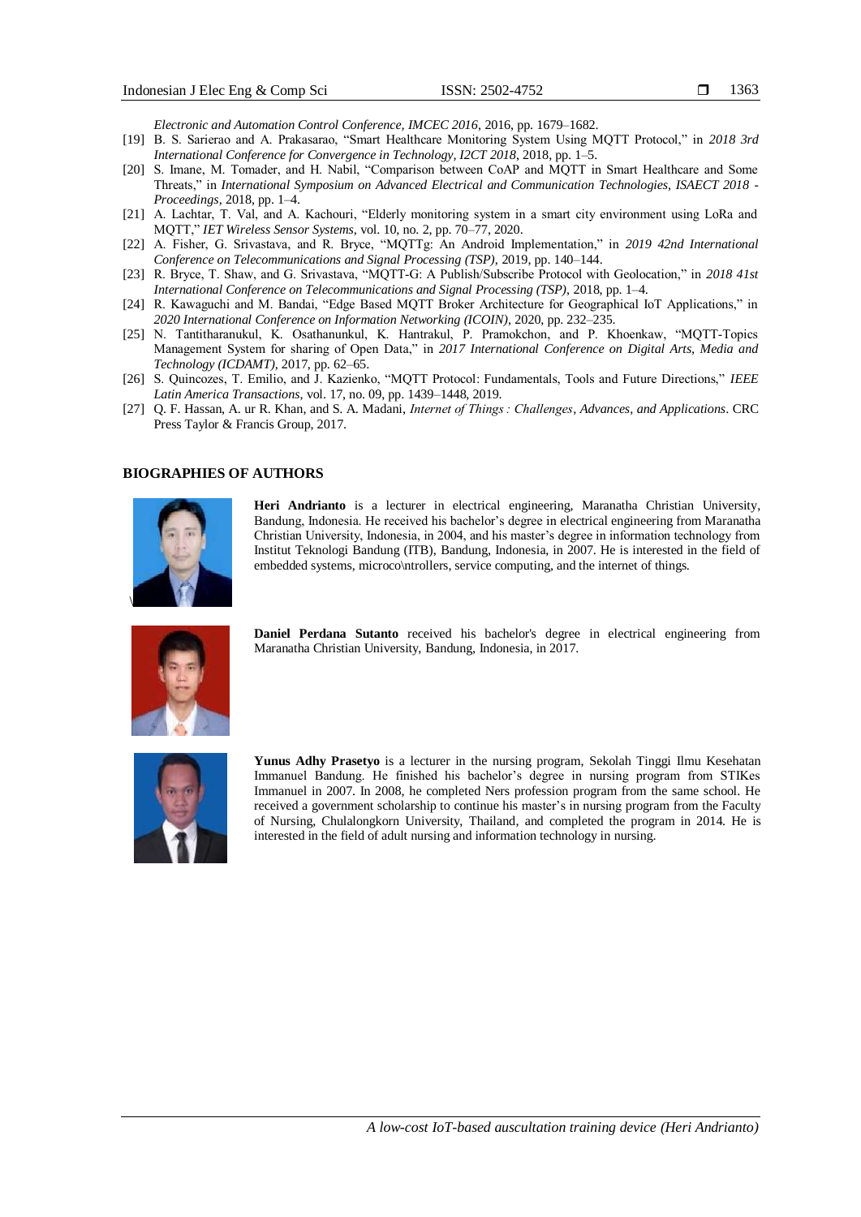Electronic and Automation Control Conference, IMCEC 2016*, 2016, pp. 1679–1682.

[19] B. S. Sarierao and A. Prakasarao, "Smart Healthcare Monitoring System Using MQTT Protocol," in *2018 3rd International Conference for Convergence in Technology, I2CT 2018*, 2018, pp. 1–5.

[20] S. Imane, M. Tomader, and H. Nabil, "Comparison between CoAP and MQTT in Smart Healthcare and Some Threats," in *International Symposium on Advanced Electrical and Communication Technologies, ISAECT 2018 - Proceedings*, 2018, pp. 1–4.

[21] A. Lachtar, T. Val, and A. Kachouri, "Elderly monitoring system in a smart city environment using LoRa and MQTT," *IET Wireless Sensor Systems*, vol. 10, no. 2, pp. 70–77, 2020.

[22] A. Fisher, G. Srivastava, and R. Bryce, "MQTTg: An Android Implementation," in *2019 42nd International Conference on Telecommunications and Signal Processing (TSP)*, 2019, pp. 140–144.

[23] R. Bryce, T. Shaw, and G. Srivastava, "MQTT-G: A Publish/Subscribe Protocol with Geolocation," in *2018 41st International Conference on Telecommunications and Signal Processing (TSP)*, 2018, pp. 1–4.

[24] R. Kawaguchi and M. Bandai, "Edge Based MQTT Broker Architecture for Geographical IoT Applications," in *2020 International Conference on Information Networking (ICOIN)*, 2020, pp. 232–235.

[25] N. Tantitharanukul, K. Osathanunkul, K. Hantrakul, P. Pramokchon, and P. Khoenkaw, "MQTT-Topics Management System for sharing of Open Data," in *2017 International Conference on Digital Arts, Media and Technology (ICDAMT)*, 2017, pp. 62–65.

[26] S. Quincozes, T. Emilio, and J. Kazienko, "MQTT Protocol: Fundamentals, Tools and Future Directions," *IEEE Latin America Transactions*, vol. 17, no. 09, pp. 1439–1448, 2019.

[27] Q. F. Hassan, A. ur R. Khan, and S. A. Madani, *Internet of Things : Challenges, Advances, and Applications*. CRC Press Taylor & Francis Group, 2017.

## BIOGRAPHIES OF AUTHORS

**Heri Andrianto** is a lecturer in electrical engineering, Maranatha Christian University, Bandung, Indonesia. He received his bachelor's degree in electrical engineering from Maranatha Christian University, Indonesia, in 2004, and his master's degree in information technology from Institut Teknologi Bandung (ITB), Bandung, Indonesia, in 2007. He is interested in the field of embedded systems, microco\ntrollers, service computing, and the internet of things.

**Daniel Perdana Sutanto** received his bachelor's degree in electrical engineering from Maranatha Christian University, Bandung, Indonesia, in 2017.

**Yunus Adhy Prasetyo** is a lecturer in the nursing program, Sekolah Tinggi Ilmu Kesehatan Immanuel Bandung. He finished his bachelor's degree in nursing program from STIKes Immanuel in 2007. In 2008, he completed Ners profession program from the same school. He received a government scholarship to continue his master's in nursing program from the Faculty of Nursing, Chulalongkorn University, Thailand, and completed the program in 2014. He is interested in the field of adult nursing and information technology in nursing.